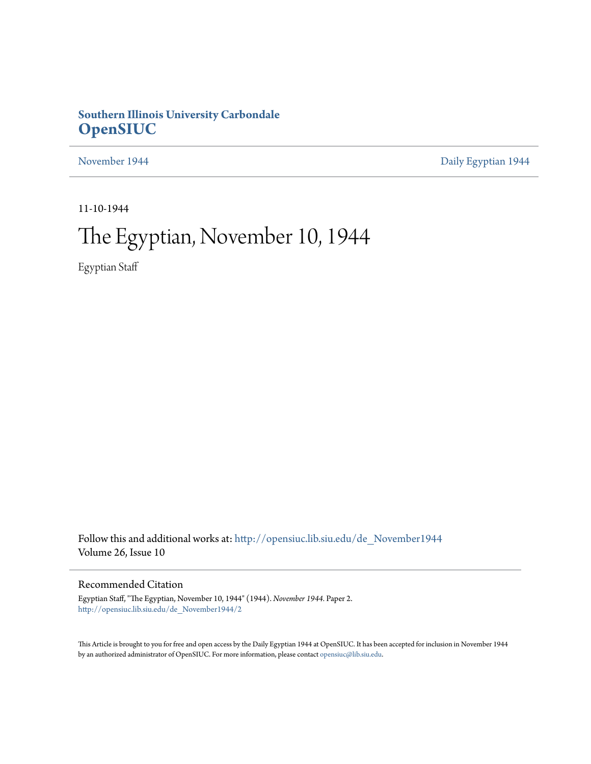**Southern Illinois University Carbondale**
## OpenSIUC

November 1944 | Daily Egyptian 1944

11-10-1944

# The Egyptian, November 10, 1944

Egyptian Staff

Follow this and additional works at: http://opensiuc.lib.siu.edu/de_November1944
Volume 26, Issue 10

### Recommended Citation

Egyptian Staff, "The Egyptian, November 10, 1944" (1944). *November 1944.* Paper 2.
http://opensiuc.lib.siu.edu/de_November1944/2

This Article is brought to you for free and open access by the Daily Egyptian 1944 at OpenSIUC. It has been accepted for inclusion in November 1944 by an authorized administrator of OpenSIUC. For more information, please contact opensiuc@lib.siu.edu.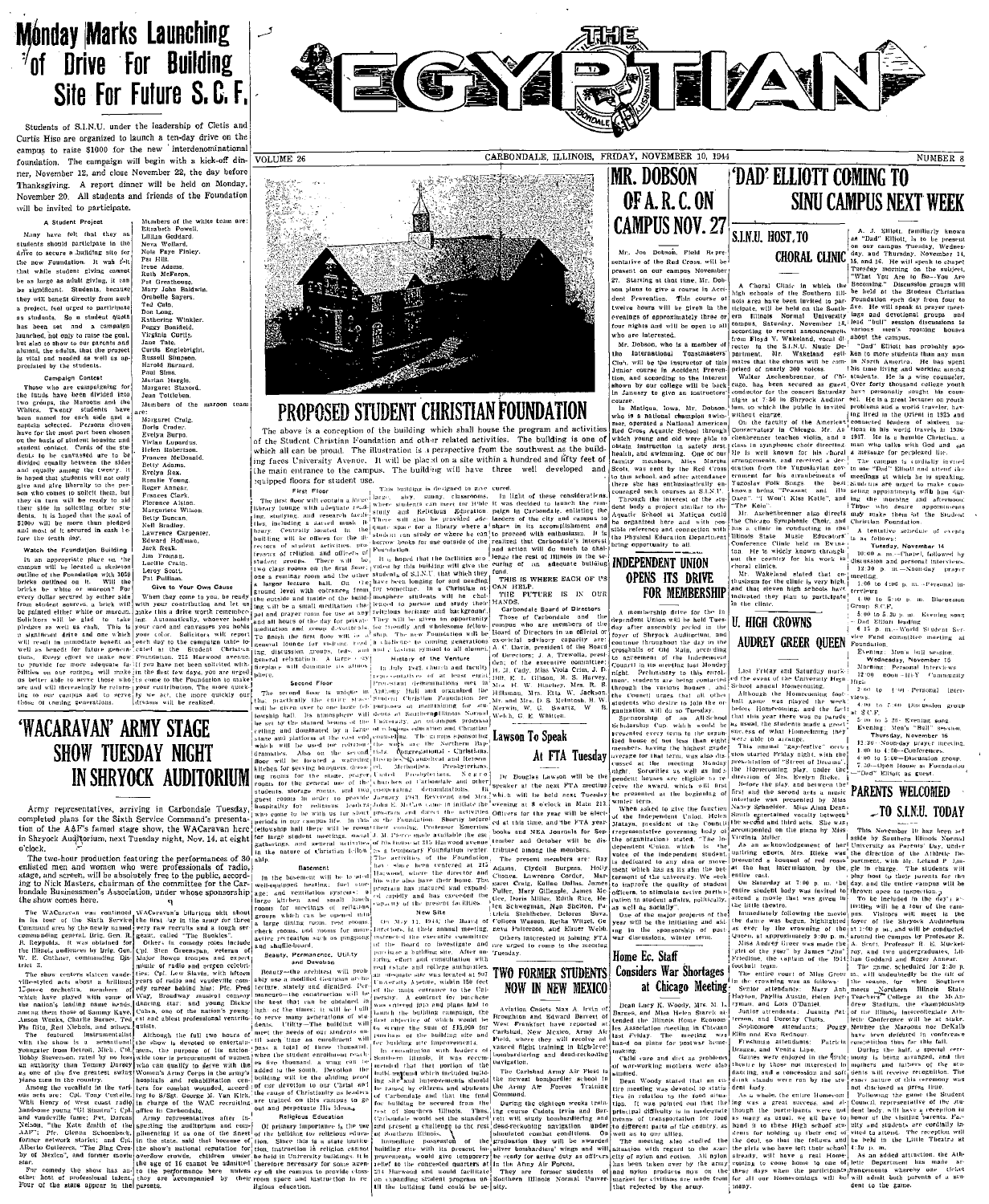# THE EGYPTIAN

VOLUME 26 — CARBONDALE, ILLINOIS, FRIDAY, NOVEMBER 10, 1944 — NUMBER 8

## Monday Marks Launching of Drive For Building Site For Future S.C.F.

Students of S.I.N.U. under the leadership of Cletis and Curtis Hiso are organized to launch a ten-day drive on the campus to raise $1000 for the new interdenominational foundation. The campaign will begin with a kick-off dinner, November 12, and close November 22, the day before Thanksgiving. A report dinner will be held on Monday, November 20. All students and friends of the Foundation will be invited to participate.

### A Student Project

Many have felt that they as students should participate in the drive to secure a building site for the new Foundation. It was felt that while student giving cannot be as large as adult giving, it can be significant. Students, because they will benefit directly from such a project, feel urged to participate as students. So a student quota has been set and a campaign launched, not only to raise the goal, but also to show to our parents and alumni, the adults, that the project is vital and needed as well as appreciated by the students.

### Campaign Contest

Those who are campaigning for the funds have been divided into two groups, the Maroons and the Whites. Twenty students have been named for each side and a captain selected. Persons chosen have for the most part been chosen on the basis of student houses and student contact. Cards of the students to be canvassed are to be divided equally between the sides and equally among the twenty. It is hoped that students will not only give and give liberally to the person who comes to solicit them, but they in turn will be ready to aid their side in soliciting other students. It is hoped that the goal of $1000 will be more than pledged and most of it secured in cash before the ten days.

### Watch the Foundation Building

In an appropriate place on the campus will be located a skeleton outline of the Foundation with 1050 bricks outlined on it. Will the bricks be white or maroon? For every dollar secured by either side from student sources, a brick will be painted either white or maroon. Solicitors will be glad to take pledges as well as cash. This is a significant drive and one which will result in immediate benefit as well as benefit for future generations. Every effort we make now to provide for more adequate facilities on our campus will make us better able to serve those who are and will increasingly be returning to our campus and to serve those of coming generations.

Members of the white team are: Elizabeth Powell, Lillian Goddard, Neva Wollard, Nola Faye Finley, Pat Hill, Irene Adams, Ruth McFeron, Pat Greathouse, Mary John Baldwin, Orabelle Sayers, Ted Cato, Don Long, Katherine Winkler, Peggy Bossfield, Virginia Curtis, Jane Tate, Curtis Englebright, Russell Simpson, Harold Barnard, Paul Sims, Marian Hargis, Margaret Staxord, Jean Tottleben.

Members of the maroon team are: Margaret Craig, Doris Crader, Evelyn Burns, Vivian Lupardus, Helen Robertson, Frances McDonald, Betty Adams, Evelyn Rex, Rosalie Young, Roger Anngr, Frances Clark, Florence Axton, Marguerite Wilson, Betty Duncan, Nell Bradley, Lawrence Carpenter, Edward Hoffman, Jack Reak, Jim Froman, Lucille Crain, Leroy Scott, Pat Pulliam.

### Give to Your Own Cause

When they come to you, be ready with your contribution and let us make this a drive worth remembering. Automatically, whoever holds your card and canvasses you holds your color. Solicitors will report each day to the campaign table located at the Student Christian Foundation, 215 Harwood avenue. If you have not been solicited within the first few days, you are urged to come to the Foundation to make your contribution. The more quickly we act, the more quickly our dreams will be realized.

## 'WACARAVAN' ARMY STAGE SHOW TUESDAY NIGHT IN SHRYOCK AUDITORIUM

Army representatives, arriving in Carbondale Tuesday, completed plans for the Sixth Service Command's presentation of the A&F's famed stage show, the WACaravan here in Shryock Auditorium, next Tuesday night, Nov. 14, at eight o'clock.

The two-hour production featuring the performances of 30 enlisted men and women who were professionals of radio, stage, and screen, will be absolutely free to the public, according to Nick Masters, chairman of the committee for the Carbondale Businessmen's Association, under whose sponsorship the show comes here.

The WACaravan was continued in its tour of the Sixth Service Command area by the newly named commanding general, Brig. Gen. R. B. Reynolds. It was obtained for the Illinois audiences by Brig. Gen. W. E. Guthner, commanding District 3.

The show centers sixteen vaudeville-styled acts about a brilliant 12-piece orchestra, members of which have played with some of the nation's leading name bands, among them those of Sammy Kaye, Anson Weeks, Charlie Spivak, Ted Fio Rito, Red Nichols, and others.

The featured instrumentalist with the show is a sensational youngster from Detroit, Mich., Cpl. Bobby Stevenson, rated by no less an authority than Tommy Dorsey as one of the five greatest swing pianos men in the country.

Among the vocalists in the various acts are: Cpl. Tony Costello, Whit Henry of West Coast radio, handsome young "Hi Shumru", Cpl. and vaudeville fame; Pvt. Dareas Nelson, "the Kate Smith of the AAF"; Pfc. Glenda Schoenbeck, former network starlet; and Cpl. Alberto Gutierrez, "The Bing Crosby of Mexico", and former movie star.

For comedy the show has another host of professional talent. Four of the stars appear in the WACaravan's hilarious skit about the first day in the army for three very raw recruits and a tough sergeant, called "The Rookies".

Other in comedy roles include Cpl. Sten Greenspan, veteran of Major Bowes troupes and expert mimic of radio and screen celebrities; Cpl. Lew Slavin, with fifteen years of radio and vaudeville comedy career behind him; Pfc. Fred Way, Broadway musical comedy dancing star; and young Dickie Cuban, one of the nation's youngest and ablest professional ventriloquists.

Although the full two hours of the show is devoted to entertainment, the purpose of its nation-wide tour is procurement of women who can qualify to serve with the Women's Army Corps in the army's hospitals and rehabilitation centers for combat wounded, according to S/Sgt. George M. Van Kirk, in charge of the WAC recruiting office in Carbondale.

Army representatives after inspecting the auditorium and computing its capacity, announced that because of the show's national reputation for overflow crowds, children under the age of 16 cannot be admitted to the performance here unless they are accompanied by their parents.

## PROPOSED STUDENT CHRISTIAN FOUNDATION

The above is a conception of the building which shall house the program and activities of the Student Christian Foundation and other related activities. The building is one of which all can be proud. The illustration is a perspective from the southwest as the building faces University Avenue. It will be placed on a site within a hundred and fifty feet of the main entrance to the campus. The building will have three well developed and equipped floors for student use.

### First Floor

The first floor will contain a large library lounge with adequate reading, studying, and research facilities, including a sacred music library. Centrally located in the building will be offices for the directors of student activities, professors of religion and officers of student groups. There will be two class rooms on the first floor, one a seminar room and the other a larger lecture hall. On the ground level with entrances from the outside and inside of the building will be a small meditation chapel and prayer room for use at any and all hours of the day for private meditation and group devotions. To finish the first floor will be a general lounge for visiting, reading, discussion groups, teas, and general relaxation. A large, cozy fireplace will dominate its atmosphere.

### Second Floor

The second floor is unique in that, practically the entire space will be given over to one large fellowship hall. Its atmosphere will be set by the stained beams of the ceiling and dominated by a large stage and platform of the rest end which will be used for religious dramatics. Also on the second floor will be located a well-equipped kitchen for serving banquets, dressing rooms for the stage, prayer rooms for the general use of the students, storage rooms and two guest rooms in order to provide hospitality for religious leaders who come to be with us for short periods in our campus life. In this fellowship hall there will be room for large student meetings, social gatherings, and general activities in the nature of Christian fellowship.

### Basement

In the basement will be located well-equipped heating, fuel storage, and ventilation systems; a large kitchen and small lunch room for meetings of religious groups which can be opened into a large dining room, rest rooms, check rooms, and rooms for more active recreation such as pingpong and shuffle-board.

### Beauty, Permanence, Utility and Devotion

Beauty—the architect will probably use a modified Georgian architecture, stately and dignified. Permanence—the construction will be the best that can be obtained in light of the times; it will be built to serve many generations of students. Utility—The building will meet the needs of our students as well as the religious groups. Devotion—the building will be the abiding symbol of our devotion to our Christ and the cause of Christianity as leaders are trained on this campus to go out and perpetuate His ideals.

### Religious Education

Of primary importance is the use of the building for religious education. Since this is a state institution, instruction in religion cannot be held in University buildings. It is therefore necessary for some agency off the campus to provide classroom space and instruction in religious education.

This building is designed to give large, airy, sunny, classrooms, where students can meet for their study and Religious Education. There will also be provided adequate space for a library where a student can study or where he can borrow books for use outside of the Foundation.

It is hoped that the facilities provided by this building will give the students of S.I.N.U. that which they have been longing for and needing for sometime. In a Christian atmosphere students will be challenged to pursue and study their religious heritage and background. They will be given an opportunity for friendly and wholesome fellowship. The Foundation will be a challenge to coming generations and a lasting symbol to all alumni.

### History of the Venture

In July 1942, church and faculty representatives of at least eight Protestant denominations met in Anthony Hall and organized the Student Christian Foundation for Southern Illinois Normal University. An adequate program of religious education and Christian counseling. The groups sponsoring the work are the Northern Baptists, Congregational Christians, Disciples, Evangelical and Reformed, Methodists, Presbyterians, United Presbyterians. Several churches of Carbondale and other cooperating denominations in January 1943, Episcopal and Rev. John E. McCaw came to initiate the program and direct the activities of the Foundation. Shortly before their coming, Professor Emeritus J. M. Pierce made available the use of his home at 215 Harwood avenue as a temporary Foundation center. The activities of the Foundation have since been centered at 215 Harwood, where the director and his wife also have their home. The program has mounted and expanded rapidly and has exceeded the capacity of the present facilities.

### New Site

On May 11, 1944, the Board of Directors, in their annual meeting, instructed the executive committee of the Board to investigate and purchase a building site. After consulting, effort and consultation with real estate and college authorities, an adequate site was located at 807 University Avenue, within 150 feet of the main entrance to the campus. A contract for purchase was entered into and plans laid to launch the building campaign, the first objective of which would be to secure the sum of $15,000 for purchase of the building site and for building site improvements.

In consultation with leaders of Southern Illinois, it was recommended that that portion of the building program which included building site and improvements should be raised by citizens and students of Carbondale and that the fund for building be secured from the rest of Southern Illinois. Thus, Carbondale would set the standard and present a challenge to the rest of Southern Illinois.

Immediate possession of the building site with its present buildings, would give immediate relief to the congested quarters at 215 Harwood and would facilitate an expanding student program until the building fund could be secured.

In light of these considerations, it was decided to launch the campaign in Carbondale, enlisting the leaders of the city and campus to share in its accomplishment and to proceed with enthusiasm. It is realized that Carbondale's interest and action will do much to challenge the rest of Illinois in the securing of an adequate building fund.

THIS IS WHERE EACH OF US CAN HELP.

THE FUTURE IS IN OUR HANDS.

### Carbondale Board of Directors

Those of Carbondale and the campus who are members of the Board of Directors in an official or ex-official advisory capacity are: A. C. Davis, president of the Board of Directors; J. A. Trevoila, president of the executive committee; R. J. Cady, Miss Viola Crim, J. D. Hill, E. L. Gibson, M. S. Harvey, Mrs. H. W. Hinchey, Mrs. R. E. Hillsman, Mrs. Etta W. Jackson, Mr. and Mrs. D. S. McIntosh, B. W. Merwin, W. G. Swartz, W. B. Welch, C. E. Whitted.

## MR. DOBSON OF A.R.C. ON CAMPUS NOV. 27

Mr. Joe Dobson, Field Representative of the Red Cross, will be present on our campus November 27. Starting at that time, Mr. Dobson plans to give a course in Accident Prevention. This course of twelve hours will be given in the evenings of approximately three or four nights and will be open to all who are interested.

Mr. Dobson, who is a member of the International Toastmasters' Club, will be the instructor of this Junior course in Accident Prevention, and according to the interest shown by our college will be back in January to give an instructors' course.

In Matiqua, Iowa, Mr. Dobson, who is a national champion swimmer, operated a National American Red Cross Aquatic School through which young and old were able to obtain instruction in safety first, health, and swimming. One of our faculty members, Miss Martha Scott, was sent by the Red Cross to this school, and after attendance there she has enthusiastically encouraged such a course at S.I.N.U.

Through the interest of the student body a project similar to the Aquatic School at Matiqua could be organized here and with possible reference and connection with the Physical Education Department bring opportunity to all.

## INDEPENDENT UNION OPENS ITS DRIVE FOR MEMBERSHIP

A membership drive for the Independent Union will be held Tuesday after assembly period in the foyer of Shryock Auditorium, and continue throughout the day in the cafeteria of Old Main, according to agreement of the Independent Council in its meeting last Monday night. Preliminary to this enrollment, students are being contacted through the various houses, and the Council urges that all other students who desire to join the organization, will do so Tuesday.

Sponsorship of an All-School Scholarship Cup, which would be presented every term to the organized house of not less than eight members, having the highest grade average for that term, was also discussed at the meeting Monday night. Sororities as well as Independent houses are eligible to receive the award, which will first be presented at the beginning of winter term.

When asked to give the function of the Independent Union, Helen Mataya, president of the Council representative governing body of the organization, stated: "The Independent Union, which is the voice of the independent student, is dedicated to any idea or movement which has as its aim the betterment of the university. We seek to improve the quality of student officers, to stimulate active participation in student affairs, politically, as well as socially."

One of the major projects of the year will be the initiating and also assisting in the sponsorship of postwar discussions, winter term.

## Lawson To Speak At FTA Tuesday

Dr. Douglas Lawson will be the speaker at the next FTA meeting which will be held next Tuesday evening at 8 o'clock in Main 213. Officers for the year will be elected at this time, and the FTA yearbooks and NEA Journals for October and October will be distributed among the members.

The present members are: Ray Adams, Clydell Burgess, Holly Chance, Lawrence Corder, Margaret Craig, Eolise Dohlas, James Fuller, Mary Gillespie, James McGee, Doris Miller, Ruth Rice, Helen Sackmann, Nan Suelton, Patricia Stehlbeher, Dolores Suva, Alice Watson, Retha Wiget, Geneva Patterson, and Elmer Webb.

Others interested in joining FTA are urged to come to the meeting Tuesday.

## TWO FORMER STUDENTS NOW IN NEW MEXICO

Aviation Cadets Max A. Irvin of Broughton and Edward Barrett of West Frankfort have reported at Carlsbad, New Mexico, Army Air Field, where they will receive advanced flight training in high-level bombardiering and dead-reckoning navigation.

The Carlsbad Army Air Field is the newest bombardier school in the Army Air Forces Training Command.

During the eighteen weeks training course Cadets Irvin and Barrett will study bombardiering and dead-reckoning navigation under simulated combat conditions.

On graduation they will be awarded silver bombardiers' wings and will be ready for active duty as officers in the Army Air Forces.

They are former students of Southern Illinois Normal University.

## Home Ec. Staff Considers War Shortages at Chicago Meeting

Dean Lucy K. Woody, Mrs. M. L. Barnes, and Miss Helen Evans attended the Illinois Home Economics Association meeting in Chicago last Friday. The meeting was based on plans for postwar homemaking.

Child care and diet as problems of war-working mothers were also studied.

Dean Woody stated that an entire meeting was devoted to statistics in relation to the food situation. It was pointed out that the principal difficulty is inadequate means of transportation for food to different parts of the country, as well as to our allies.

The meeting also studied the situation with regard to the scarcity of nylon and cotton. If nylon has been taken over by the army and nylon produces more on the market for civilians are made from that rejected by the army.

## 'DAD' ELLIOTT COMING TO SINU CAMPUS NEXT WEEK

A. J. Elliott, familiarly known as "Dad" Elliott, is to be present on our campus Tuesday, Wednesday, and Thursday, November 14, 15, and 16. He will speak to chapel Tuesday morning on the subject, "What You Are to Be—You Are Becoming." Discussion groups will be held at the Student Christian Foundation each day from four to five. He will speak at prayer meetings and devotional groups and lead "bull" session discussions in various men's rooming houses about the campus.

"Dad" Elliott has probably spoken to more students than any man in North America. He has spent his time living and working among students. He is a wise counselor. Over forty thousand college youth have personally sought his counsel. He is a great lecturer on youth problems and a world traveler, having lived in the Orient in 1935 and connected leaders of sixteen nations in his world travels in 1936-1937. He is a humble Christian, a man who talks with God and has a message for perplexed life.

The campus is cordially invited to use "Dad" Elliott and attend the meetings at which he is speaking. Students are urged to make conference appointments with him during the morning and afternoon. Those who desire appointments may make them at the Student Christian Foundation.

A tentative schedule of events is as follows:

**Tuesday, November 14**
- 10:00 a. m.—Chapel, followed by discussion and personal interviews.
- 12:30 p. m.—Noonday prayer meeting.
- 1:00 to 4:00 p. m.—Personal interviews.
- 4:00 to 5:00 p. m.—Discussion Group; S.C.F.
- 5:00 to 5:30 p. m.—Evening song—Dad Elliott leading.
- 8:15 p. m.—World Student Service Fund committee meeting at Foundation.
- Evening—Men's bull session.

**Wednesday, November 15**
- Morning—Personal Interviews.
- 12:00 noon—Hi-Y Community Hi.
- 2:00 to 4:00—Personal Interviews.
- 4:00 to 5:00—Discussion group at S.C.F.
- 5:00 to 5:30—Evening song.
- Evening—Men's "Bull" session.

**Thursday, November 16**
- 12:30—Noonday prayer meeting.
- 1:00 to 4:00—Conferences.
- 4:00 to 5:00—Discussion group.
- 7:30—Open House at Foundation—"Dad" Elliott as guest.

## S.I.N.U. HOST TO CHORAL CLINIC

A Choral Clinic in which the high schools of the Southern Illinois area have been invited to participate, will be held on the Southern Illinois Normal University campus, Saturday, November 18, according to recent announcements from Floyd V. Wakeland, vocal director in the S.I.N.U. Music Department. Mr. Wakeland estimates that the chorus will be comprised of nearly 300 voices.

Walter Aschenbrenner, of Chicago, has been secured as guest conductor for the concert Saturday night at 7:30 in Shryock Auditorium, to which the public is invited without charge.

On the faculty of the American Conservatory in Chicago, Mr. Aschenbrenner teaches violin, and a class in symphonic choir directing. He is well known for his choral arrangements, and received a decoration from the Yugoslavian government for his arrangements of Yugoslav Folk Songs, the best known being "Peasant and His Oxen", "I Won't Kiss Katie", and "The Kolo".

Mr. Aschenbrenner also directs the Chicago Symphonic Choir, and has a clinic in conducting in the Illinois State Music Educators Conference Clinic held in Evanston. He is widely known throughout the country for his work in choral clinics.

Mr. Wakeland stated that enthusiasm for the clinic is very high, and that eleven high schools have indicated they plan to participate in the clinic.

## U. HIGH CROWNS AUDREY GREER QUEEN

Last Friday and Saturday marked the event of the University High School annual Homecoming.

Although the Homecoming football game was played the week before Homecoming, and the fact that this year there was no parade as usual, the students made a great success of what Homecoming they were able to arrange.

This annual "gay-festive" occasion started Friday night, with the presentation of "Green of Breaks", the Homecoming play, under the direction of Mrs. Evelyn Rieke.

Before the play and between the first and the second acts a music interlude was presented by Miss Betty Schneider. Miss Alma Dean Smith entertained vocally between the second and third acts. She was accompanied on the piano by Miss Virginia Miller.

As an acknowledgement of her untiring efforts, Mrs. Rieke was presented a bouquet of red roses at the last intermission, by the entire cast.

On Saturday at 7:00 p. m. the entire student body was invited to attend a movie that was given in the little theatre.

Immediately following the movie the dance was begun, highlighted as ever by the crowning of the Queen, at approximately 9:00 p. m. Miss Audrey Greer was made the "girl of the year" by James "Jim" Friedline, the captain of the 1944 football team.

The entire court of Miss Greer in the crowning was as follows:

Senior attendants: Mary Ann Haynor, Phyllis Austin, Helen Perryman, and Lois O'Daniel.

Junior attendants: Juanita Pat Ceilley and Dorothy Clutts.

Sophomore attendants: Peggy Ellis and Eva Redmond.

Freshman attendants: Patricia Brooks, and Vestia Lipe.

Games were enjoyed in the little theatre by those not interested in dancing, and a concession and soft drink stands were run by the senior class.

As a whole, the entire Homecoming was a great success, and although the participants were not as many as usual, we all have to hand it to these High School students for holding up their end of the deal, so that the fellows and the girls who have left their school already, will have a real school coming to come home to one of these days when the participants will be as many as our all our Homecomings will be.

## PARENTS WELCOMED TO S.I.N.U. TODAY

This November 10 has been set aside by Southern Illinois Normal University as Parents' Day, under the direction of the Athletic Department, with Mr. Leland P. Lingle in charge. The students will pay host to their parents for the day and the entire campus will be thrown open to inspection.

To be included in the day's activities will be a tour of the campus. Visitors will meet in the foyer of the Shryock Auditorium at 1:00 p. m., and will be conducted around the campus by Professor R. A. Scott, Professor E. E. Muckelroy, and two undergraduates, Lillian Goddard and Roger Anngr.

The game, scheduled for 2:30 p. m. will undoubtedly be the climax of the season, for when Southern meets Northern Illinois State Teachers College at the McAndrew Stadium, the championship of the Illinois Intercollegiate Athletic Conference will be at stake. Neither the Maroons nor DeKalb have been defeated in conference competition thus far this fall.

During the half, a special ceremony is being arranged, and the mothers and fathers of the students will receive recognition. The exact nature of this ceremony was not disclosed at press time.

Following the game the Student Council, representative of the student body, will have a reception in honor of the visiting parents. Faculty and students are cordially invited to attend. The reception will be held in the Little Theatre at 4:30 p. m.

As an added attraction, the Athletic Department has made arrangements whereby one ticket will admit both parents of a student to the game.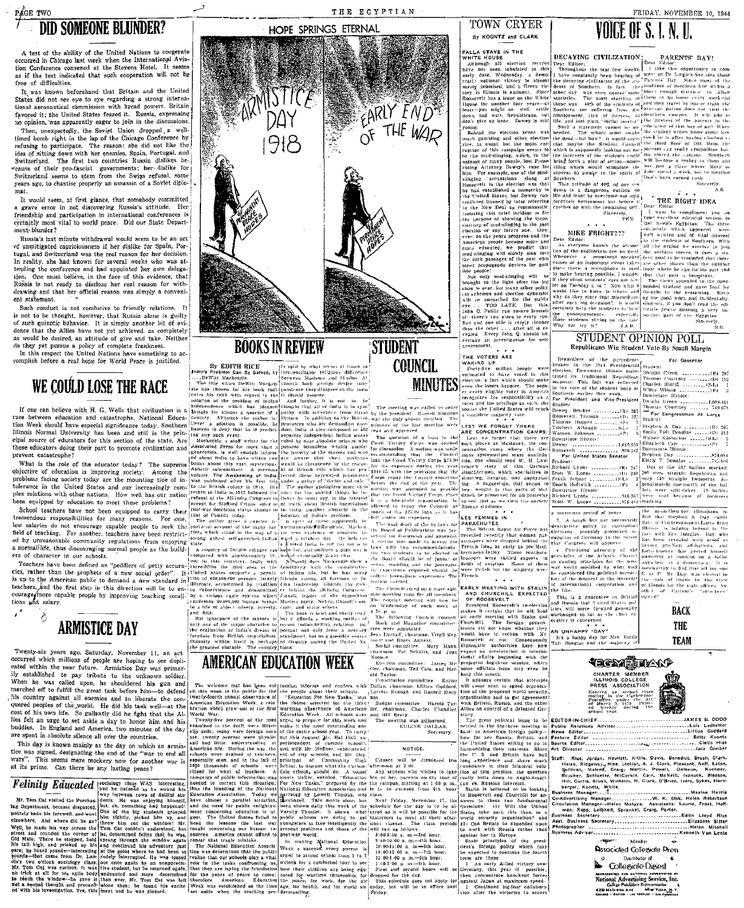# DID SOMEONE BLUNDER?

A test of the ability of the United Nations to cooperate occurred in Chicago last week when the International Aviation Conference convened at the Stevens Hotel. It seems as if the test indicated that such cooperation will not be free of difficulties.

It was known beforehand that Britain and the United States did not see eye to eye regarding a strong international aeronautical commission with broad powers. Britain favored it; the United States feared it. Russia, expressing no opinion, was apparently eager to join in the discussions.

Then, unexpectedly, the Soviet Union dropped a well-timed bomb right in the lap of the Chicago Conference by refusing to participate. The reason: she did not like the idea of sitting down with her enemies, Spain, Portugal, and Switzerland. The first two countries Russia dislikes because of their pro-fascist governments; her dislike for Switzerland seems to stem from the Swiss refusal, some years ago, to chastise properly an assassin of a Soviet diplomat.

It would seem, at first glance, that somebody committed a grave error in not discovering Russia's attitude. Her friendship and participation in international conferences is certainly most vital to world peace. Did our State Department blunder?

Russia's last minute withdrawal would seem to be an act of unmitigated capriciousness if her dislike for Spain, Portugal, and Switzerland was the real reason for her decision. In reality, she had known for several weeks who was attending the conference and had appointed her own delegation. One must believe, in the face of this evidence, that Russia is not ready to disclose her real reason for withdrawing and that her official reason was simply a convenient statement.

Such conduct is not conducive to friendly relations. It is not to be thought, however, that Russia alone is guilty of such quixotic behavior. It is simply another bit of evidence that the Allies have not yet achieved, as completely as would be desired, an attitude of give and take. Neither do they yet pursue a policy of complete frankness.

In this respect the United Nations have something to accomplish before a real hope for World Peace is justified.

# WE COULD LOSE THE RACE

If one can believe with H. G. Wells that civilization is a race between education and catastrophe, National Education Week should have especial significance today. Southern Illinois Normal University has been and still is the principal source of educators for this section of the state. Are these educators doing their part to promote civilization and prevent catastrophe?

What is the role of the educator today? The supreme objective of education is improving society. Among the problems facing society today are the mounting tide of intolerance in the United States and our increasingly complex relations with other nations. How well has our nation been equipped by education to meet these problems?

School teachers have not been equipped to carry their tremendous responsibilities for many reasons. For one, low salaries do not encourage capable people to seek the field of teaching. For another, teachers have been restricted by unreasonable community regulations from enjoying a normal life, thus discouraging normal people as the builders of character in our schools.

Teachers have been defined as "peddlers of petty accuracies, rather than the prophets of a new social order". It is up to the American public to demand a new standard in teachers, and the first step in this direction will be to encourage more capable people by improving teaching conditions and salary.

# ARMISTICE DAY

Twenty-six years ago, Saturday, November 11, an act occurred which millions of people are hoping to see duplicated within the near future. Armistice Day was primarily established to pay tribute to the unknown soldier. When he was called upon, he shouldered his gun and marched off to fulfill the great task before him—to defend his country against all enemies and to liberate the conquered peoples of the world. He did his task well—at the cost of his own life. So gallantly did he fight that the Allies felt an urge to set aside a day to honor him and his buddies. In England and America, two minutes of the day are spent in absolute silence all over the countries.

This day is known mainly as the day on which an armistice was signed, designating the end of the "war to end all wars". This seems mere mockery now for another war is at its prime. Can there be any lasting peace?

# Felinity Educated

Mr. Tom Cat visited the Purchasing Department, became disgusted, politely bade his farewell, and went elsewhere. And where did he go? Well, he made his way across the street and rounded the corner of Old Main. There he stopped, held his tail high, and pricked up his ears; he heard sounds—interesting sounds—that came from Dr. Lander's two o'clock sociology class. Mr. Tom Cat was curious. It was no trick at all for his agile body to reach the window—he gave it not a second thought and proceeded with his investigation. Yes, this sociology class was interesting, and he listened as he wound his way between rows of dutiful students. He was enjoying himself, but oh, something had happened! One of the big students grasped him tightly, picked him up, and threw him out the window! Mr. Tom Cat couldn't understand, but he, determined feline that he was, sprang through the window again and continued his adventure just at the point where he had been so rudely interrupted. He was tossed out once again by an unappreciative student, but he returned again, undaunted and more determined than ever. Mr. Tom Cat was left alone then; he found his excitement and he was pleased.

## HOPE SPRINGS ETERNAL

ARMISTICE DAY 1918 — PERMANENT PEACE HOPES — EARLY END OF THE WAR — PERMANENT PEACE HOPES

# BOOKS IN REVIEW

By EDITH RICE

India's Problem Can Be Solved, by ...DeWitt Mackenzie.

The title which DeWitt Mackenzie has chosen for his book indicates his faith with regard to the solution of the problem of Indian independence which has plagued Britain for almost a quarter of a century. Although the author believes a solution is possible, he hastens to deny that he is predicting any such event.

Mackenzie, a staff writer for the Associated Press for more than a generation, is well enough informed about India to have written two books about this vast, mysterious Asiatic subcontinent. A previous volume, The Awakening of India, was published after his first trip to the British colony in 1918. His return to India in 1942 followed the refusal of the All-India Congress to accept Sir Stafford Cripps' offer of post-war dominion status similar to that of Canada today.

The author gives a concise portrayal account of the many barriers which stand in the way of a strong, united self-governed Indian state.

A country of 700,000 villages (as compared with approximately 16,000 in this country), India with three-fifths the land area of the United States supports a population of 400,000,000 persons, largely illiterate, accustomed by tradition to subservience and demoralized by a vicious caste system which condemns 60,000,000 human beings to a life of abject misery, poverty, and filth.

But ignorance of the masses is only one of the major obstacles to the realization of India's dream of freedom from British imperialism. Disunity within itself is perhaps the greatest obstacle. The country is split by what seems at times an irreconcilable religious difference between Moslems and Hindus. Although both groups desire independence they disagree on the form it should assume.

And further, it is not to be thought that all of India is in sympathy with severance from Great Britain. In addition to the British provinces who are demanding freedom, India is also composed of 562 separate independent Indian states ruled by near absolute princes who possess boundless wealth amidst the poverty of the masses and who are aware that their positions would be threatened by the removal of British rule which has protected these bejeweled potentates.

The author apologizes more than once for the unkind things he believes he must say in the interest of truth about British imperialism in India, another obstacle to the realization of India's problem.

In spite of these apparently insurmountable difficulties, Mackenzie sees evidence of progress toward a brighter day. He believes a united India is not far out of sight, and outlines a plan which would eventually grant this.

Not only does Mackenzie show a sympathetic understanding of the problems of Indian life, but he has many friends among all factions of the Indian leadership. Gandhi, the prophet, is friend of the All-India Congress, the Jinnah, leader of the opposition Moslem party, Nehru, Gandhi's man, and many others.

The book is brief and easily read, but it affords a working outline of recent Indian-British relations, not only from a military standpoint, but as a possible source of trouble among the United Nations.

# AMERICAN EDUCATION WEEK

The welcome mat has been out all this week to the public for the twenty-fourth annual observance of American Education Week, a celebration which grew out of the first World War.

Twenty-five percent of the men examined in the draft were illiterate; twenty-five percent were physically unfit; many were foreign born and had little understanding of American life. During the war, the schools were drained of teachers, especially men and in the fall of 1920 thousands of schools were closed for want of teachers. A campaign of public information was needed to correct this situation; thus the founding of the National Education Association. Today we have almost a parallel situation, and the need for public enlightenment concerning education is urgent. The United States failed to heed the lessons the last war taught concerning our human resources. America cannot afford to repeat that tragic mistake.

The National Education Association was determined that the public realize that our schools play a vital role in the tasks confronting us; that they are laying the foundation for the years of peace to come; therefore American Education Week was established as the time set aside when the teaching profession informs and confers with the people about their schools.

"Education For New Tasks," was the theme selected for the third war-time observance of American Education Week. All schools were urged to prepare for this week and make it the most outstanding one of the entire school year. To carry out this request Mr. Hal Hall, superintendent of campus schools, met with Mr. Hoffner, superintendent of city schools, and Mr. Dey, principal of Community High School, to discuss what the Carbondale schools should do. A sound movie trailer, entitled "Education For New Tasks," prepared by the National Education Association and narrated by Lowell Thomas, was purchased. This movie short has been shown daily this week at the Varsity Theatre. It shows what public schools are doing to get youngsters to face intelligently the present problems and those of the post-war world.

In making National Education Week a success every parent is urged to attend school from 1 to 3 o'clock for a conducted tour to see how their children are being educated for wartime citizenship, for the peace, for work, for the air age, for health, and for world understanding.

# STUDENT COUNCIL MINUTES

The meeting was called to order by the president, Russell Simpson. ... was the only absent member. The minutes of the last meeting were read and approved.

The question of a loan to the Co-ed Victory Corps was opened for discussion. A motion was made recommending that the Council loan the Co-ed Victory Corps $25.00 for its expenses during the year 1944-45, with the provision that the Corps repay the Council ... before the end of the year. This motion was amended to provide that the Co-ed Victory Corps, since it is a non-profit organization be allowed to repay the Council as much of the $25.00 loan as it has left under its expenses.

The final draft of the by-laws for the Board of Publications was presented for discussion and approval. A motion was made to accept these laws with two recommendations: that the two students to be elected to the Board should be of junior or senior standing and the journalistic experience required should be sufficient journalistic experience. The motion carried.

The Council voted on a more suitable meeting time for all members. The regular meetings will now be on Wednesday of each week at 4:30 p.m.

The following Council committees were appointed: Book and Magazine committee: Jean Dartall, chairman, Virgil Seymour and Roger Annear.

Social committee: Mary Mann, chairman, Pat Schultz, and Joan Noonan.

Election committee: James McGee, chairman, Ted Cain, and Harold Taylor.

Constitution committee: Emma Dallas, chairman, Lillian Goddard, Loretta Keough and Russell Simpson.

Budget committee: Harold Taylor, chairman, Charles Chandler, and Bill Bracy.

The meeting was adjourned.

EULINE DALLAS,
Secretary.

## NOTICE:

Classes will be dismissed this afternoon at 2:00.

Any student who wishes to take his or her parents on the tour of the campus, starting at 1:00 p.m., is to be excused from 6th hour class.

Next Friday, November 17, the schedule for the day is to be altered so it will be possible for the instructors to meet all their afternoon classes. The class periods will run as follows:

8:00-9:00 a.m.—3rd hour.
9:00-10:00 a.m.—4th hour.
10:00-11:00 a.m.—6th hour.
11:00-12:00 a.m.—7th hour.
12:00-1:00 p.m.—5th hour.
1:00-2:00 p.m.—8th hour.

First and second hours will be dropped for the day.

This schedule does not apply for today, but will be in effect next Friday.

# TOWN CRYER

By KOONTZ and CLARK

## FALLA STAYS IN THE WHITE HOUSE

Although all election returns have not been tabulated at this early date, Wednesday, a democratic national victory is almost surely promised, and a Green victory in Illinois is evident. Since Roosevelt has a lease on the White House for another four years—at least—you might as well settle down and wait, Republicans, but don't give up hope. Dewey is still young.

Behind the election scenes was much gambling and other election vice, as usual, but the main corruption of this campaign seems to be the mud-slinging, which, in the opinion of many people, lost Prosecuting Attorney Dewey's case for him. For example, one of the mud-slinging accusations slung at Roosevelt in the election was that he had established a monarchy in the United States, but Dewey contradicted himself by later referring to the New Deal as communistic, isolating this brief incident is for the purpose of showing the inconsistency of mud-slinging in the past election or any future one. However, as the years progress and the American people become more and more educated, we predict that mud-slinging will slowly sink into the dark passages of the past with other propaganda devices for gullible people.

Not only mud-slinging will be brought to the light after the big show is over, but many other political schemes and election dynamite will be unearthed for the public eye. . . TOO LATE. But this John Q. Public can assure himself of: there's two sides to every conflict and one side is rarely cleaner than the other . . . after all is revealed. Every John Q. should undertake an investigation for self-government.

## THE VOTERS ARE WAKING UP

Forty-five million people were estimated to have voted in this election, a fact which should make even the losers happier. The sooner every eligible voter in America recognizes his responsibility as a voter and his privilege as such, the sooner the United States will reach a complete majority vote.

## LEST WE FORGET THERE ARE CONCENTRATION CAMPS:

Lest we forget that there are such places as Maidanek, the concentration camp where the German systematized mass annihilation, one should read W. H. Lawrence's story of this German slaughterpen, which specializes in shooting, hanging, and asphyxiating. A suggestion, that seems to bear weight, is that parts of Maidanek be preserved for all posterity to see, just as we view the ancient Roman stadiums.

## LES FEMMES IN PARACHUTES

The British Royal Air Force has revealed recently that women parachutists were dropped behind the French lines as early as pre-Mediterranean D-Day. These feminine fighters were skilled experts in fields of aviation. Some of them were Polish but the majority were French.

## EARLY MEETING WITH STALIN AND CHURCHILL EXPECTED OF ROOSEVELT

President Roosevelt's reelection makes it certain that he will hold an early meeting with Stalin and Churchill. The foreign governments did not know whether they would have to reckon with Mr. Roosevelt or not. Consequently diplomatic authorities here now expect acceleration in international affairs beginning with the projected big-three session, which some officials hope may even be held this month.

It appears certain that attempts will soon start to speed organization of the proposed world security organization and to get agreement with Britain, Russia, and the other Allies on control of a defeated Germany.

The great political issue to be settled in the big-three meeting is how to American foreign policy—how far are Russia, Britain, and the United States willing to go in harmonizing their interests since the U. S. and Britain have had long experience and share much confidence in their bilateral solution of this problem, the question really boils down to Anglo-American vs. Russian interests.

Stalin is believed to be looking to Roosevelt and Churchill for answers to these two fundamental questions: (1) Will the United States take part, this time, in a world security organization? and (2) Can Britain be depended upon to work with Russia rather than against her in Europe.

Basic principles of the present foreign policy which may be expected to continue the fourth term are these:

1. An early Allied victory over Germany this year if possible; then concentrate knockout force against Japan at maximum speed.

2. Continued big-four collaboration after the victories to secure a maximum period of peace.

3. A tough but not necessarily destructive policy in controlling Germany, probably involving occupation of Germany to the extent that Congress will approve.

4. Continued advocacy of the principles of the Atlantic Charter as guiding principles for the post-war world modified by whatever may be considered the political necessities of the moment in the interests of international cooperation and the like.

This is a guarantee to Britain and Russia that United States policies will move forward generally unchanged so far as the chief executive is concerned.

## AN UNHAPPY "DAY"

It's a happy day for Mrs. Emily Taft Douglas and the majority of the non-Chicago Illinoisans to find that Stephen A. Day vainly lost. ... Congressman-At-Large from Illinois is leading behind in the race with Mrs. Douglas. Day, who has been revealed with proof as having pro-Nazi affiliations and antics ... has proved himself unworthy of running on a ballot anywhere in a democracy. It is noteworthy to find that all but one G. O. P. Mr. Day was elected in the state of Illinois for the state offices. All ... of Carlson's "attackers" ...

# VOICE OF S. I. N. U.

## DECAYING CIVILIZATION

Dear Editor:

Throughout the last few weeks, I have constantly been hearing of the decaying civilization of the students of Southern. In fact ... the other day was given some, some statistics. The most startling of these was: 40% of the students of Southern are suffering from disillusionment, lack of interest in life, and just plain "initial inertia". Such a statement cannot be overlooked. The school must awaken the dead—but how? It would seem that maybe the Student Council which is supposedly looking out for the interests of the students could bring forth a plan of action—something which would stimulate the student to awake to the spirit of Southern.

This attitude of 40% of our students is a dangerous outlook on life and must be overcome not only for their betterment but before it catches up with the remaining 60%.

Sincerely,
PEM

## MIKE FRIGHT???

Dear Editor:

As everyone knows the acoustics of the auditorium are no good. Whenever a prominent speaker comes or an important event takes place there, a microphone is used to make hearing possible. I wonder if they think students' ears are better on Tuesday a.m.? Now what I would like to know is where and why do they store that microphone after each big occasion? It would certainly help the students to hear the announcements, especially those students sitting on the side. Why not try it?

J.A.R.

## PARENTS' DAY!

Dear Editor:

I take this opportunity to compliment Dr. Lingle's fine idea about Parents' Day. Since most of the students of Southern live within a short enough distance to allow them to go home every weekend and they travel by bus or train, the average parent does not visit the Southern campus. It will add to the interest of the parents in the education of this boy or girl. When the student writes home about how the Lincoln after having climbed the third floor of Old Main, the parents can really sympathize having toured the campus. Southern will become a reality to them and not just a place where Mary or John spend a week, not to mention Dad's hard earned cash.

Sincerely,
A.R.

## THE RIGHT IDEA

Dear Editor:

I want to compliment you on your excellent editorial section in last week's Egyptian. The three editorials which appeared were well written and of vital interest to the students of Southern. With all the griping we receive in job at the military forces, it does a student good to be reminded that there are other places than the fighting front where he can do his part and that that part is important.

The views appealed to the open-minded student and gave food for thought to the remaining. Keep up the good work and incidentally, students, if you don't read the editorials you're missing a very important part of the Egyptian.

Sincerely,
B.R.

# STUDENT OPINION POLL

## Republicans Win Student Vote By Small Margin

Regardless of the precedent-broken in the 1944 Presidential election, Downstate Illinois maintained its traditional Republican majority. This fact was reflected in the vote of the student body of Southern earlier this week.

| For President and Vice-President | |
|---|---|
| **Student:** | |
| Dewey, Bricker | (R) 261 |
| Roosevelt, Truman | (D) 252 |
| Thomas, Hoopes | (S) 3 |
| Teichert, Albaugh | (S-L) 1 |
| Watson, Johnson | (P) 5 |
| **Downstate Illinois:** | |
| Dewey | 1,010,831 |
| Roosevelt | 800,282 |

| For United States Senator | |
|---|---|
| **Student:** | |
| Richard Lyons | (R) 247 |
| Scott W. Lucas | (D) 249 |
| Frank Schnur | (S-L) 1 |
| Enoch Holtwick | (P) 1 |
| **Downstate Illinois:** | |
| Richard Lyons | 940,362 |
| Scott W. Lucas | 976,484 |

| For Governor | |
|---|---|
| **Student:** | |
| Dwight Green | (R) 287 |
| Thomas Courtney | (D) 192 |
| Charles Storch | (S-L) 1 |
| Willis Wilson | (P) 3 |
| **Downstate Illinois:** | |
| Dwight Green | 1,009,451 |
| Thomas Courtney | 749,678 |

| For Congressman At Large | |
|---|---|
| **Student:** | |
| Stephen A. Day | (R) 267 |
| Emily Taft Douglas | (D) 212 |
| Walter Klauseman | (S-L) 1 |
| Elizabeth Cary | (P) 7 |
| **Downstate Illinois:** | |
| Stephen Day | 924,084 |
| Emily T. Douglas | 755,800 |

Out of the 512 ballots marked, 258 were straight Republican and only 149 straight Democrat. Approximately one-fourth of the ballots were split-ticket. 14 ballots were void because of incorrect marking.

# BACK THE TEAM

**EGYPTIAN**

CHARTER MEMBER
ILLINOIS COLLEGE PRESS ASSOCIATION

Entered as second class matter in the Carbondale Post Office under the Act of March 3, 1879. Printed weekly during the school year.

| | |
|---|---|
| EDITOR-IN-CHIEF | JAMES B. DODD |
| Public Relations Advisor | Lois Ledbetter |
| News Editor | Lillian Goddard |
| Feature Editor | Betty Koontz |
| Sports Editor | Cletis Hise |
| Art Director | Jack Gimber |

Staff: Rice, Jordan, Hewlett, Kittle, Davis, Benedict, Brush, Clark, Helen, Ridgeway, Mae Stotlar, A. J. Clark, Pleasant, Neff, Eaton, Sullivan, Nelson, Camp, Martin, Powell, Graham, Kuehner, Boucher, Schlueter, McCorkle, Cain, McNeill, Ivanuck, Bledsoe, Hill, Curtis, Brush, Wilhelm, M. Clark, O'Brien, Ivers, Sykes, Hornberger, Koontz, Wolfe.

| | |
|---|---|
| Business Manager | Maxine Harris |
| Co-Advertising Manager | W. K. Slak, Helen Robertson |
| Circulation Manager—Helen Mataya. Assistants: Laurie, Frost, Hoffman, Rapp, Leibhelt, Sprankel, Craig, Porter. | |
| Business Secretary | Edith Lloyd Rise |
| Asst. Business Secretary | Elizabeth Sitter |
| Photographer | Helen Mitchell |
| Business Advisor | Kenneth Van Lente |

Member
Associated Collegiate Press
Distributor of
Collegiate Digest

REPRESENTED FOR NATIONAL ADVERTISING BY
National Advertising Service, Inc.
College Publishers Representative
420 MADISON AVE. NEW YORK, N.Y.
CHICAGO · BOSTON · LOS ANGELES · SAN FRANCISCO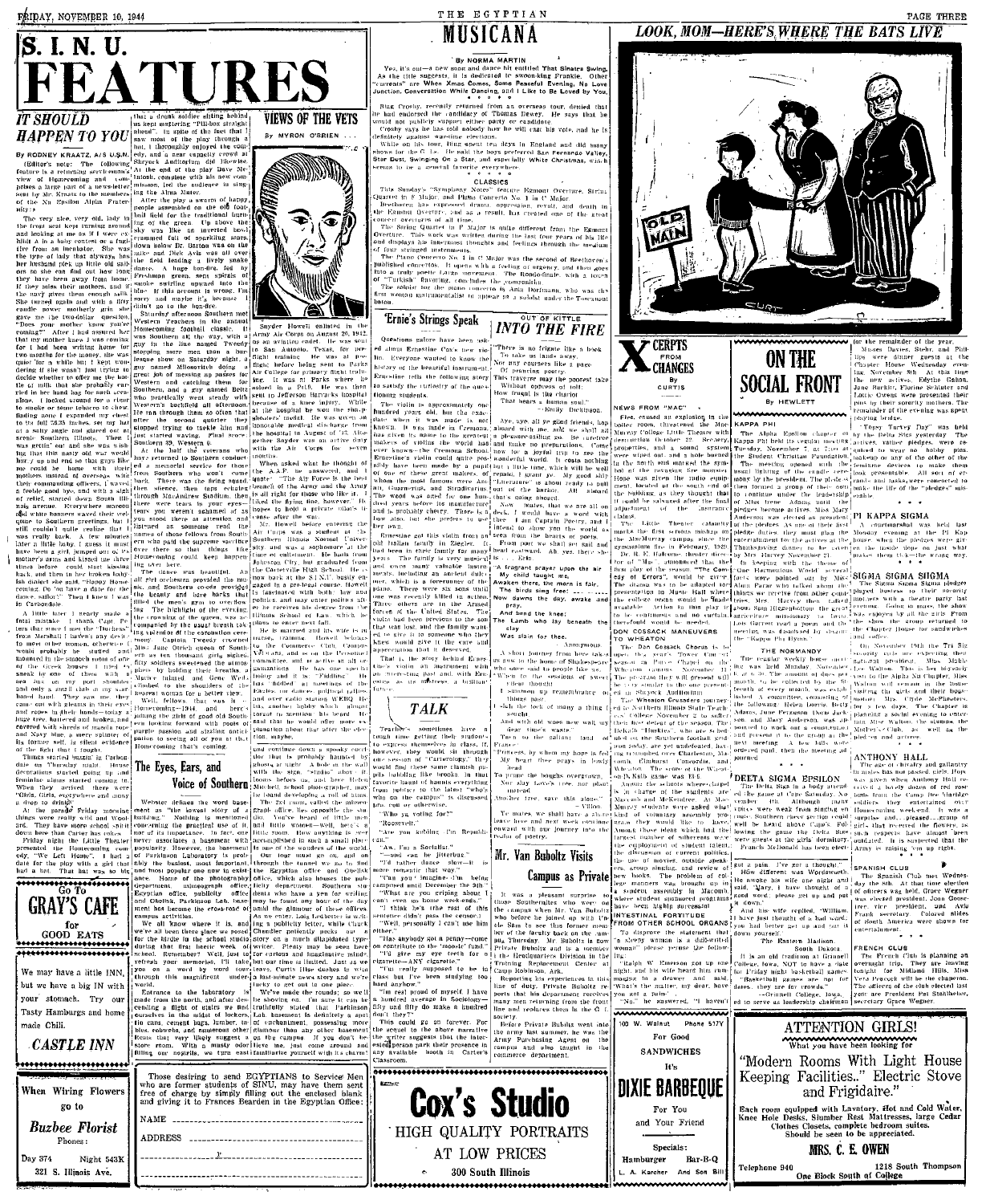# S. I. N. U. FEATURES

## IT SHOULD HAPPEN TO YOU

By RODNEY KRAATZ, A/S U.S.N.

(Editor's note: The following feature is a refreshing serviceman's view of Homecoming and comprises a large part of a news-letter sent by Mr. Kraatz to the members of the Nu Epsilon Alpha Fraternity.)

The very nice, very old, lady in the front seat kept turning around and looking at me as if I were exhibit A in a baby contest or a fugitive from an incubator. She was the type of lady that always, hen her husband pick up little old sailors so she can find out how long they have been away from home; if they miss their mothers, and if the navy gives them enough milk. She turned again with a fifty candle power motherly grin she gave me the two-dollar question, "Does your mother know you're coming?" After I had assured her that my mother knew I was coming for I had been getting home for two months for the money, she was quiet for a while but I kept wondering if she wasn't just trying to decide whether to offer me the bottle of milk that she probably carried in her hand bag for such occasions. I looked around for a place to smoke or some tobacco to chew, finding none I expanded my chest to its full 36.55 inches, set my hat at a salty angle and stared out at scenic Southern Illinois. Then I was gettin' out and she was wishing that this nasty old war would hurry up and end so that guys like me could be home with their mothers instead of overseas with their commanding officers. I waved a feeble good bye, and with a sigh of relief, started down South Illinois Avenue. Everywhere maroon and white banners waved their welcome to Southern greetings, but I still couldn't quite realize that I was really back. A few minutes later a little baby, I guess it must have been a girl, jumped out of the nursery's arms and kissed me three times before could start kissing back, and then in her broken baby-talk diaper she said, "Happy Homecoming. Do 'oo have a date for the dance, sailor?" Then I knew I was in Carbondale.

A little later I nearly made a fatal mistake. I thank Capt. Peters that when I saw the "Duchess" from Marshall I haven't any desire to meet other women, otherwise I would probably be stuffed and mounted in the smooch rooms of one of the Greek houses. I tried to sneak in one of them with a sea bag on my port shoulder and only a small club in my starboard hand. They saw me they came out with pennies in their eyes and ropes in their hands—today a huge tree, battered and broken, and covered with shreds of snake rope and Navy blue, a mere splinter of its former self, is silent evidence of the fight that I fought.

Things started buzzin' in Carbondale on Thursday night. House decorations started going up, feminine alarms started coming in. When they arrived there were "Girls, Girls, everywhere and every a drop to drink!"

At the parade Friday morning things were really still and Woodard. They have more school spirit down here than Carter has colored liver.

Friday night the Little Theater presented the Homecoming comedy, "We Left Home". I had a date for the play with a girl that had a hat. That hat was so big that a drunk soldier sitting behind us kept muttering "Pill-box straight ahead!". In spite of the fact that I saw most of the play through a hat, I thoroughly enjoyed the comedy, and a near capacity crowd at Shryock Auditorium did likewise. At the end of the play Dave McIntosh, complete with six new car mission, led the audience in singing the Alma Mater.

After the play a swarm of happy people assembled on the old football field for the traditional burning of the green. Up above the sky was like an inverted bowl crammed full of sparkling stars. Down below Dr. Burton was on the mike and Dick Avis was all over the field leading a lively snake dance. A huge bonfire, fed by Freshman green, sent spirals of smoke swirling upward into the blue. If this picture is wrong, I'm sorry and maybe it's because I didn't go to the bon-fire.

Saturday afternoon Southern met Western Teachers in the annual Homecoming football classic. It was Southern all the way, with a guy in the line named Tweedy stopping more men than a burlesque show on Saturday night. A guy named Millosevich doing a great job of messing up passes for Western and catching them for Southern, and a guy named Boltz who practically went steady with Western's backfield all afternoon. He ran through them so often that after the second quarter they stopped trying to tackle him and just started waving. Final score Southern 39, Western 0.

At the half the veterans who have returned to Southern conducted a memorial service for those from Southern who won't come back. There was the firing squad, then silence, then taps echoing through McAndrew Stadium, then there were tears in your eyes—tears you weren't ashamed of as you stood there at attention and remembered in someone read the names of those fellows from Southern who had paid the supreme sacrifice, so that things like Homecoming could keep happening over here.

The dance was beautiful. An all girl orchestra provided the music, and Southern coeds provided the beauty and love backs that filled the men's gym to overflowing. The highlight of the evening the crowning of the queen, who accompanied by the usual breath taking splendor of the coronation ceremony. Captain Tweedy crowned Miss June Orlich queen of Southern as ten thousand girls sighed. Fifty soldiers sweetened the atmosphere by holding their breaths. Maurice Illnard and Gene Wedel climbed to the shoulders of the heaven women for a better view.

Well, fellows, that was it—Homecoming—1944, and here's hoping the pride of good ol Southern was looking forward with pride or purple passion and skilling anticipation to seeing all of you at the Homecoming that's coming.

## VIEWS OF THE VETS

By MYRON O'BRIEN

Snyder Howell enlisted in the Army Air Corps on August 29, 1942, as an aviation cadet. He was sent to San Antonio, Texas, for preflight training. He was a preflight before being sent to Parks Air College for primary flight training. It was at Parks where he soloed in a Pt16. He was then sent to Jefferson Barracks hospital because of a knee injury. While at the hospital he won the ping-pong shooters' medal. He was given an honorable medical discharge from the hospital in August of '43. Altogether Snyder was on active duty with the Air Corps for seven months.

When asked what he thought of the A.A.F. he answered, and I quote: "The Air Force is the best branch of the Army and the Army is all right for those who like it. I liked the flying fine, however." He hopes to hold a private pilot's license after the war.

Mr. Howell before entering the Air Corps was a student at Southern Illinois Normal University and was a sophomore at the time of enlistment. He hails from Johnston City, but graduated from the Carterville High School. He is now back at the S.I.N.U. busily engaged in a pre-legal course. Howell is fascinated with both law and politics, and may enter politics after he receives his degree from the Illinois School of Law which he plans to enter next fall.

He is married and his wife is in nurses training. Howell belongs to the Commerce Club, Campus Veterans, and is on the Personnel committee and is active at all organizations. He has one special hobby and it is "Fiddling". He has a desired ambition to be with the teaching faculty of the Eagles, and his past political experience and ever radio station WEBQ. He is, one also, a fellow which is almost certain to mention his beard. He said that he would offer more expansion about that after the election, maybe.

## The Eyes, Ears, and Voice of Southern

Webster defines the word basement as "the lowest story of a building." Nothing is mentioned concerning the practical use of it, nor of its importance. In fact, one never associates a basement with popularity. However, the basement of Parkinson Laboratory is probably the busiest, most important and most popular one now in existence. Home of the photography department, mimeograph office, Egyptian office, publicity office and Obelisk, Parkinson Lab. basement has become the cross-road of campus activities.

We all know where it is, and we've all been there as we passed for the birdie in the school studio during that first hectic week of school. Remember? Well, just to refresh your memories, I'll take you on a word by word tour through this magnificent underworld.

Entrance to the laboratory is made from the north, and after descending a flight of stairs we find ourselves in the midst of lockers, tin cans, cement bags, lumber, tables, calendars, and numerous other items that very likely suggest a store room. With a musty odor filling our nostrils, we turn east and continue down a spooky corridor that is probably haunted by ghosts at night. A hole in the wall with the sign "studio" above it looms before us, and here Helen Mitchell, school photographer, may be found developing a roll of film.

The 2x4 room, called the mimeograph office, lies opposite the studio. You've heard of little men and little women—well, here's a little room. How anything is ever accomplished in such a small place is one of the wonders of the world.

Our last stop is a pair of doors through the tunnel we go to find the Egyptian office and Obelisk office, which also houses the publicity department. Southern students who have a yen for writing may be found any hour of the day amid the glamour of these offices. As we enter, Lois Ledbetter is writing a publicity letter, while Chuck Chandler patiently pecks out a story on a much dilapidated typewriter. Plenty may be seen here for cartoons and imaginative minds, but our time is limited. Just as we leave, Curtis (the Curtis) thinks, a last-minute news story and we're lucky to get out in one piece.

We've made the rounds; so well be seeing you. I'm sure it may be truthfully stated that Parkinson Lab. basement is definitely a spot of enchantment, possessing more glamour than any other basement on the campus. If you don't believe me, just come around and familiarize yourself with its charm!

---

**Go To**
# GRAY'S CAFE
**for GOOD EATS**

---

We may have a little INN, but we have a big IN with your stomach. Try our Tasty Hamburgs and home made Chili.

**CASTLE INN**

---

When Wiring Flowers go to

**Buzbee Florist**

Phones:
Day 374 Night 543K
321 S. Illinois Ave.

---

Those desiring to send EGYPTIANS to Service Men who are former students of SINU, may have them sent free of charge by simply filling out the enclosed blank and giving it to Frances Bearden in the Egyptian Office:

NAME ____________________

ADDRESS ____________________

____________________

---

# MUSICANA

By NORMA MARTIN

Yes, it's out—a new song and dance hit entitled That Sinatra Swing. As the title suggests, it is dedicated to swoon-king Frankie. Other "currents" are When Xmas Comes, Some Peaceful Evening, No Love Junction, Conversation While Dancing, and I Like to Be Loved by You.

\* \* \* \* \*

Bing Crosby, recently returned from an overseas tour, denied that he had endorsed the candidacy of Thomas Dewey. He says that he would not publicly support either party or candidate.

Crosby says he has told nobody how he will cast his vote, and he is definitely against war-time elections.

While on his tour, Bing spent ten days in England and did many shows for the G. I.'s. He said the boys preferred San Fernando Valley, Star Dust, Swinging On a Star, and especially White Christmas, which seems to be a general favorite everywhere.

\* \* \* \* \*

**CLASSICS**

This Sunday's "Symphony Notes" feature Egmont Overture, String Quartet in F Major, and Piano Concerto No. 1 in C Major.

Beethoven has expressed drama, oppression, revolt, and death in the Egmont Overture, and as a result, has created one of the great concert overtures of all time.

The String Quartet in F Major is quite different from the Egmont Overture. This work was written during the last four years of his life and displays his innermost thoughts and feelings through the medium of four stringed instruments.

The Piano Concerto No. 1 in C Major was the second of Beethoven's published concertos. It opens with a feeling of urgency, and then goes into a truly poetic Largo movement. The Rondo-finale, with a touch of "Turkish" flavoring, concludes the composition.

The soloist for the piano concerto is Ania Dorfmann, who was the first woman instrumentalist to appear as a soloist under the Toscanini baton.

## 'Ernie's Strings Speak

Questions galore have been asked about Ernestine Cox's new violin. Everyone wanted to know the history of the beautiful instrument. Ernestine tells the following story to satisfy the curiosity of the questioning students.

The violin is approximately one hundred years old, but the exact date when it was made is not known. It was made in Cremona, Italy, near the home of the greatest makers of violins the world has ever known—the Cremona School. Ernestine's violin could quite possibly have been made by a pupil of one of these great makers, of whom the most famous were Amati, Guarnerius, and Stradivarius. The wood was aged for one hundred years before its manufacture, and is probably cherry. There is a low also, but she prefers to use her own.

Ernestine got this violin from an old Italian family in Ziegler. It had been in their family for many years. The family is very musical and owns many valuable instruments, including an ancient dulcimer, which is a forerunner of the piano. There were six sons until one was recently killed in action. Three others are in the Armed forces of the United States. The violin had been previous to the son that was lost and the family wanted to give it to someone who they knew would give it the care and appreciation that it deserved.

That is the story behind Ernestine's violin—an instrument with an interesting past and, with Ernestine as its mistress, a brilliant future.

## OUT OF KITTLE INTO THE FIRE

"There is no frigate like a book
To take us lands away,
Nor any coursers like a page
Of prancing poetry.
This traverse may the poorest take
Without oppress of toll;
How frugal is the chariot
That bears a human soul."
—Emily Dickinson.

Aye, aye, all ye good friends, hop aboard with me, and we shall sail a pleasure-filled sea. No elaborate preparations; Come now, for a joyful trip to see the wonderful world. It costs nothing but a little time, which will be repaid, I grant ye. My good ship "Literature" is about ready to pull out of the harbor. All aboard that's coming aboard.

Now, mates, that we are all on deck, I would have a word with thee. I am Captain Poetry, and I intend to show you the world as seen from the hearts of poets.

From port we shall set sail and head eastward. Ah yes, there she is . . . Erin.

"A fragrant prayer upon the air
My child taught me,
Awake there, the morn is fair,
The birds sing free!
Now dawns the day, awake and pray,
And bend the knee;
The Lamb who lay beneath the clay
Was slain for thee."
—Anonymous

A short journey from here takes us now to the home of Whittier, who once said to people like us, "When to the sessions of sweet silent thought
I summon up remembrance of things past,
I sigh the lack of many a thing I sought,
And with old woes new wail my dear time's waste."

Then to the gallant land of France.

Perhaps, by whom my hope is fed
My heart there prays in lonely bead
To prune the boughs overgrown,
Nor play Love's tree, nor plant instead
Another tree, save this alone."
—Villon.

Ye mates, we shall have a short leave here and next week continue onward with our journey into the realm of poetry.

## TALK

Teachers sometimes have a tough time getting their students to express themselves in class, if, however, they talk freely in the session of "Carterology." They would find these same clannish pupils holding like tongues in that favorite haunt of haunts everything from politics to the latest "who's who on the campus" is discussed pro, con or otherwise.

"Who ya voting for?"
"Roosevelt."
"Are you kidding, I'm Republican."
"Aw, I'm a Socialist."
—and we're the jitterbugs.
"I'd rather dance slow—it is more romantic that way."
"Can you imagine—I'm being campused and just because the 9th."
"What are you griping about, I can't even go home week-ends."
"I think he's the rest of this sentence didn't pass the censor.)
"Well, personally, I can't use him either."
"Has anybody got a penny—come on contribute to the 'moocht' fund."
"I'd give my eye teeth for a cigarette—ANY cigarette."
"I'm really supposed to be in class but I've been studying too hard anyhow."
"I'm real proud of myself. I have a hundred average in Sociology—fifty and fifty do make a hundred don't they?"

This could go on forever. For the sequel to the above narrative the writer suggests that the interested person park their presence in any available booth in Carter's Classroom.

## Mr. Van Buboltz Visits Campus as Private

It was a pleasant surprise to those Southernites who were on the campus when Mr. Van Buboltz, who before he joined up with Uncle Sam to see this former member of the faculty back on the campus Thursday. Mr. Buboltz is now Private Buboltz and is a member of the Headquarters Division in the Training Replacement Center at Camp Robinson, Ark.

Reporting his experiences in this line of duty, Private Buboltz reports that his department receives many men returning from the front line and replaces them in the G. I. society.

Before Private Buboltz went into the army last summer, he was the Army Purchasing Agent on the campus and also taught in the commerce department.

---

# Cox's Studio
HIGH QUALITY PORTRAITS
AT LOW PRICES
**300 South Illinois**

---

## LOOK, MOM—HERE'S WHERE THE BATS LIVE

OLD MAIN

CURT

---

## XCERPTS FROM CHANGES

By CURTIS

**NEWS FROM "MAC"**

Fire, caused an explosion in the boiler room, threatened the Mac-Murray College Little Theatre with destruction October 22. Scenery, properties, and a sound system were wiped out, and a hole burned in the north wall marked the symbol of the redecorating fire, Ernest Hope was given the radio equipment, located at the south end of the building, as they thought that it could be salvaged after the final adjustment of the insurance claims.

The Little Theater calamity marks the first serious mishap on the MacMurray campus since the gymnasium fire in February, 1929.

Dr. R. E. Holcome, theater director of "Mac," announced that the first play of the season, "The Comedy of Errors," would be given. The drama was to be adapted for presentation in Music Hall where the college organ would be made available. Action in this play is to be continuous and no curtains therefore would be needed.

**DON COSSACK MANEUVERS TO WHEATON**

The Don Cossack Chorus is to open this year's Tower Concert season at the Pierce Chapel on the Wheaton campus November 11. The program they will present will be very similar to the one presented in Shryock Auditorium.

The Wheaton Crusaders journeyed to Northern Illinois State Teachers College November 2 to suffer their first defeat of the season. The Dekalb "Huskies", who are scheduled on the Southern football card, are today, are yet undefeated, having trounced Illinois, Carleton, and Wheaton. The score of the Wheaton-De Kalb game was 13-6.

Among the scholastic honors placed in charge of the students are Muscoe and McKendree. At Monmouth, students were asked what kind of voluntary assembly programs they would like to have. Among those ideas which had the largest number of adherents were the employment of student talent, discussion of current politics, the use of movies, outside speakers, group singing, and review of new books. The problem of college morals was brought up in a student assembly at Macomb, where student sponsored programs have been highly successful.

**INTESTINAL FORTITUDE FROM OTHER SCHOOL ORGANS**

To disprove the statement that "a sleepy woman is a dull-witted woman" please peruse the following:

"Ralph W. Emerson got up one night, and his wife heard him rummaging in a drawer, and said, 'What's the matter, my dear, have you got a pain?'

"'No,' he answered, 'I haven't got a pain. I've got a thought.'

"How different was Wordsworth. He awoke his wife one night and said, 'Mary, I have thought of a good word, please get up and put it down.'

"And his wife replied, 'William, I have just thought of a bad word; you had better get up and put it down yourself.'"

—The Eastern Madison, South Dakota

It is an old tradition at Grinnell College, Iowa, not to have a date for Friday night basketball games. "Basketball games are not for dates, they are for crowds."

—Grinnell College, Iowa, ed to serve as leadership chairman

---

100 W. Walnut Phone 517Y

For Good **SANDWICHES** It's

# DIXIE BARBEQUE

For You and Your Friend

**Specials:**
Hamburger Bar-B-Q

L. A. Karcher And Son Bill

---

## ON THE SOCIAL FRONT

By HEWLETT

**KAPPA PHI**

The Alpha Epsilon chapter of Kappa Phi held its regular meeting Tuesday, November 7 at 7:30 at the Student Christian Foundation.

The meeting opened with the usual lighting of the candle ceremony by the president. The pledges then formed a group of their own to continue under the leadership of Miss Irene Adams until the pledges become actives. Miss Mary Anderson was elected as president of the pledges. As one of their first pledge duties they must plan the entertainment for the actives at the Thanksgiving dinner to be given by Mrs. Harvey November 21.

In keeping with the theme of "Our Harmonious World" several facts were pointed out by Miss Alma Paine who talked about the things we receive from other countries. Mrs. Harvey then talked about Sam Higginbottom the great agricultural missionary to India. Lois Garrett read a poem and the meeting was dismissed by singing the "Kappa Phi Hymn."

**THE NORMANDY**

The regular weekly house meeting was held Monday November 6 at 6:30. The amount of dues per month to be collected by the fifteenth of every month was established. A committee consisting of the following: Helen Lowry, Betty Adams, June Ferguson, Doris Jackson and Mary Anderson was appointed to work out a constitution and present it to the group at the next meeting. A few bills were ordered paid, then the meeting adjourned.

**DELTA SIGMA EPSILON**

The Delta Sigs in a body attended the game at Cape Saturday, November 4th. Although many others were weak from singing on Saturday, Southern cheer groups could well be heard above Cape's. Following the game the Delta Sigs were guests at the girls dormitory. Francis McDonald has been elected for the remainder of the year.

Misses Davies, Stehr, and Phillips were dinner guests at the Chapter House Wednesday evening, November 8th. At this time the new actives, Eleatha Cohen, Jane Harkin, Florine Schluter and Lottie Owens were presented their pins by their sorority mothers. The remainder of the evening was spent playing bridge.

"Topsy Turvey Day" was held by the Delta Sigs yesterday. The actives, rather pledges, were required to wear no hobby pins, makeup or any of the other of the feminine devices to make them look presentable. All sort of errands and tasks were connected to make the life of the "pledges" miserable.

**PI KAPPA SIGMA**

A centerpiece was held last Monday evening at the Pi Kap house, when the pledges were given the inside dope on just what makes them tick—the wrong way.

**SIGMA SIGMA SIGMA**

The Sigma Sigma Sigma pledges played hostess to their sorority mothers with a theatre party last evening. Going as guests, the show was enjoyed by all the girls. From the show the group returned to the Chapter House for sandwiches and coffee.

On November 19th the Tri Sigma sorority girls are expecting their national president, Miss Mabelle Walton. This is her biennial visit to the Alpha Nu Chapter. Miss Walton will remain in the house visiting the girls and their house mothers, Mrs. Clyde McPheeters, for a few days. The Chapter is planning a social evening to entertain Miss Walton, the alumnae, the Mothers' Club, as well as the pledges and actives.

**ANTHONY HALL**

The age of chivalry and gallantry in males has not passed girls. Proof was given when Anthony Hall received a lovely dozen of red roses from the Camp Lee Marine soldiers they entertained over Homecoming week-end. It was a complete surprise, pleased crowd of girls that received the flowers, as such response has almost been outdated. It is surmised that the Army is raising 'em up right.

**SPANISH CLUB**

The Spanish Club met Wednesday, the 8th. At that time election of officers was held. Grace Wegner was elected president, Joan Goesser vice president, and Avis Frank secretary. Colored slides of South America were shown for entertainment.

**FRENCH CLUB**

The French Club is planning an overnight trip. They are leaving tonight for Midland Hills. Miss Vera Peacock will be the chaperon. The officers of the club elected last year are President Pat Stahlheber, secretary Grace Wegner.

---

## ATTENTION GIRLS!

What you have been looking for

"Modern Rooms With Light House Keeping Facilities.." Electric Stove and Frigidaire."

Each room equipped with Lavatory, Hot and Cold Water, Knee Hole Desks, Slumber Rest Mattresses, large Cedar Clothes Closets, complete bedroom suites. Should be seen to be appreciated.

**MRS. C. E. OWEN**

Telephone 940 1218 South Thompson
One Block South of College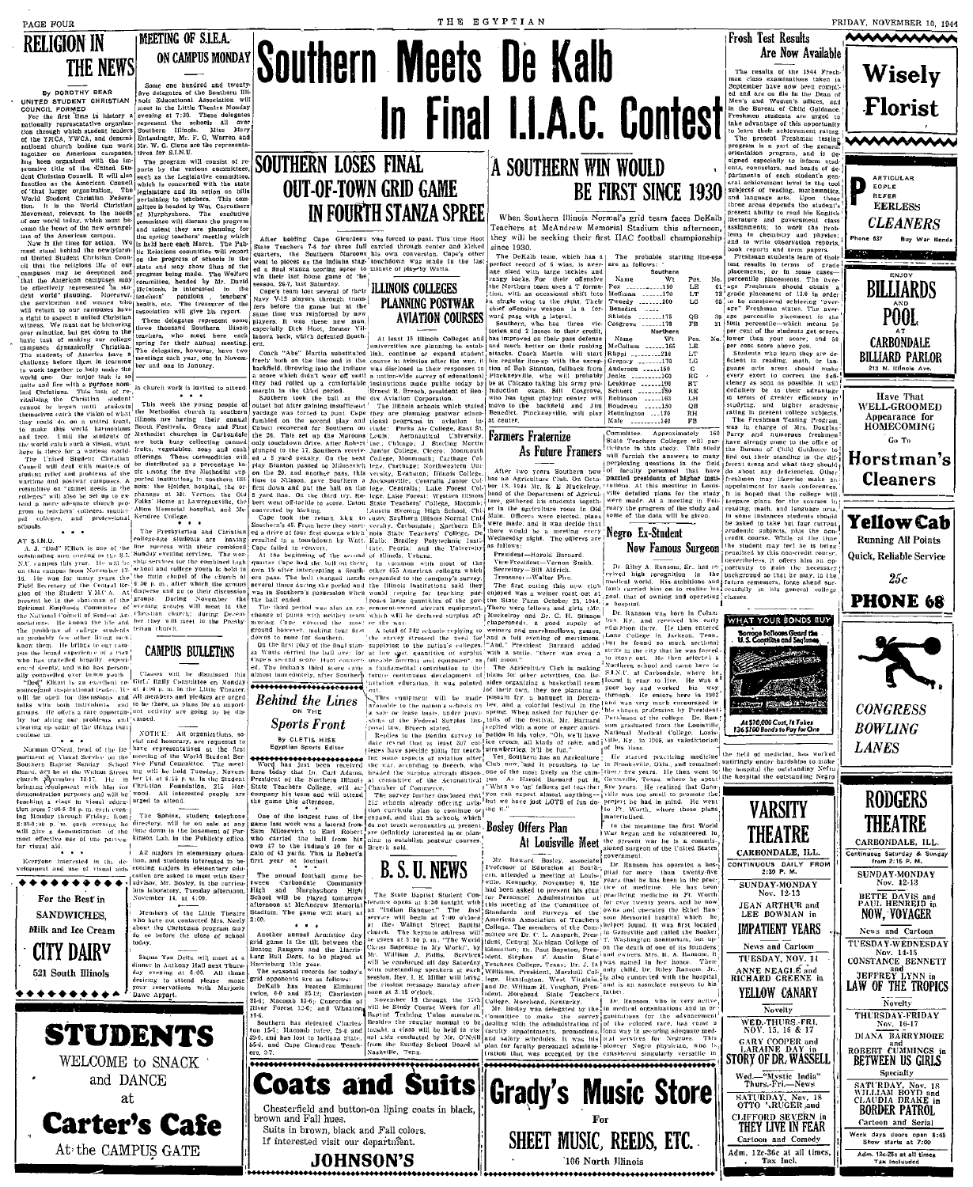# Southern Meets De Kalb In Final I.I.A.C. Contest

## RELIGION IN THE NEWS

By DOROTHY BEAR

UNITED STUDENT CHRISTIAN COUNCIL FORMED

For the first time in history a nationally representative organization through which student leaders of the YMCA, YWCA, and denominational church bodies can work together on American campuses, has been organized with the impressive title of the United Student Christian Council. It will also function as the American Council of that larger organization, The World Student Christian Federation. It is the World Christian Movement, relevant to the needs of our world today, which must become the heart of the new evangelism of the American campus.

Now is the time for action. We must stand behind the newly formed United Student Christian Council so that the religious life of our campuses may be deepened and that the American campuses may be effectively represented in student world planning. Moreover, the servicemen and women who will return to our campuses have a right to expect a united Christian witness. We must not be bickering over minutiae, but get down to the basic task of making our college campuses dynamically Christian. The students of America have a challenge before them in becoming to work together to help make the world one. Our major task is to unite and live with a purpose, as loyal Christians. This task of revitalizing the Christian student cannot be begun until students themselves catch the vision of what they could do, on a united front, to make this world Lavouitous and free. Until the students of the world catch such a vision, what hope is there for a lasting peace?

The United Student Christian Council will deal with matters of student relief and problems of a wartime and postwar campuses. A committee on "unmet needs in the colleges" will also be set up to extend a more adequate church program to teachers' colleges, municipal colleges, and professional schools.

AT S.I.N.U.

A. J. "Dad" Elliott is one of the outstanding men coming to the S.I.N.U. campus this year. He will be on this campus from November 13-16. He was for many years the Student Secretary of the Central Region of the Student Y.M.C.A. At present he is the chairman of the Spiritual Emphasis Committee of the National Council of Student Associations. He knows the life and the problems of college students as probably few other living men know them. He brings to our campus the broad experience of a man who has travelled broadly, experienced deeply, and who has personally counseled over many youth.

"Dad" Elliott is an excellent resource and inspirational leader. He will be open for discussions and talks with both individuals and groups. He offers a rare opportunity for airing our problems and clearing up some of the things that confuse us.

Norman O'Neal, head of the Department of Visual Service on the Southern Baptist Sunday School Board, will be at the Walnut Street church November 13-17. He is bringing equipment with him for demonstration purposes and will be teaching a class in visual education from 7:00-8:30 p. m. each evening Monday through Friday; from 3:30-5:00 p. m. each evening he will give a demonstration of the most effective use of the various visual aids.

Everyone interested in the development and use of visual aids

## MEETING OF S.I.E.A. ON CAMPUS MONDAY

Some one hundred and twenty-five delegates of the Southern Illinois Educational Association will meet in the Little Theatre Monday evening at 7:30. These delegates represent the schools all over Southern Illinois. Miss Mary Entsminger, Mr. F. G. Warren and Mr. W. G. Cisne are the representatives for S.I.N.U.

The program will consist of reports by the various committees, such as the Legislative committee, which is concerned with the state legislature and its action on bills pertaining to teachers. This committee is headed by Wm. Carruthers of Murphysboro. The executive committee will discuss the program and talent they are planning for the spring teachers' meeting which is held here each March. The Public Relations committee will report on the progress of schools in the state and may show films of the progress being made. The Welfare committee, headed by Mr. David McIntosh, is interested in the teachers' pensions, teachers' health, etc. The treasurer of the association will give his report.

These delegates represent some three thousand Southern Illinois teachers, who meet here each spring for their annual meeting. The delegates, however, have two meetings each year, one in November and one in January.

In church work is invited to attend.

\* \* \*

This week the young people of the Methodist church in southern Illinois are having their annual Booth Festivals. Grace and First Methodist churches in Carbondale are both busy collecting canned fruits, vegetables, soap and cash offerings. These commodities will be distributed on a percentage basis among the five Methodist supported institutions in southern Illinois: the Holden hospital, the orphanage at Mt. Vernon, the Old Folks' Home at Lawrenceville, the Allen Memorial hospital, and McKendree College.

\* \* \*

The Presbyterian and Christian college-age students are having fine success with their combined Sunday evening services. The worship service for the combined high school and college youth is held in the main chapel of the church at 6:30 p. m., after which the groups disperse and go to their discussion groups. During November the evening groups will meet in the Christian church; during December they will meet in the Presbyterian church.

## CAMPUS BULLETINS

Classes will be dismissed this Girls' Rally Committee on Monday at 4:00 p. m. in the Little Theater. All members and pledges are urged to be there, as plans for an important activity are going to be discussed.

NOTICE: All organizations, social and honorary, are expected to have representatives at the first meeting of the World Student Service Fund Committee. The meeting will be held Tuesday, November 14, at 4:15 p. m. in the Student Christian Foundation, 213 Harwood. All interested people are urged to attend.

The Sphinx, student telephone directory, will be on sale at any time down in the basement of Parkinson Lab. in the Publicity office.

All majors in elementary education, and students interested in becoming majors in elementary education are asked to meet with their adviser, Mr. Bosley, in the curriculum laboratory, Tuesday afternoon, November 14, at 4:00.

Members of the Little Theatre who have not contacted Mrs. Neely about the Christmas program may do so before the close of school today.

Sigma Tau Delta will meet at a dinner in Anthony Hall next Thursday evening at 6:00. All those desiring to attend please make your reservations with Marjorie Dawe Appart.

For the Best in SANDWICHES, Milk and Ice Cream

**CITY DAIRY**

521 South Illinois

**STUDENTS**

WELCOME to SNACK and DANCE at

**Carter's Cafe**

At the CAMPUS GATE

## SOUTHERN LOSES FINAL OUT-OF-TOWN GRID GAME IN FOURTH STANZA SPREE

After holding Cape Girardeau State Teachers 7-6 for three full quarters, the Southern Maroons went to pieces as the Indians staged a final stanza scoring spree to win their last home game of the season, 26-7, last Saturday.

Cape's team lost several of their Navy V-12 players through transfers before the game but at the same time was reinforced by new players. It was these new men, especially Dick Hoot, former Villanova back, which defeated Southern.

Coach "Abe" Martin substituted freely both on the line and in the backfield, throwing into the Indians a score which didn't wear off until they had rolled up a comfortable margin in the third period.

Southern took the ball at the outset but after gaining insufficient yardage was forced to punt. Cape fumbled on the second play and Cabuti recovered for Southern on the 26. This set up the Maroons only touchdown drive. Peter Miller plunged to the 17, Southern received a 5 yard penalty. On the next play Stanton passed to Milosevich on the 20, and another pass, this time to Nilsson, gave Southern a first down and put the ball on the 4 yard line. On the third try, Robert went off-tackle to score. Eaton converted by kicking.

Cape took the return kick to Southern's 45. From here they carried a drive of four first downs which resulted in a touchdown by Watt. Cape failed to convert.

At the beginning of the second quarter Cape had the ball on their own 15 after intercepting a Southern pass. The ball changed hands several times during the period and was in Southern's possession when the half ended.

The third period was also an exchange of punts with neither team scoring. Cape covered the most ground however, making four first downs to none for Southern.

On the first play of the final stanza Watt carried the ball over for Cape's second score. Hoot converted. The Indian's third score came almost immediately, after Southern was forced to punt. This time Hoot carried through center and kicked his own conversion. Cape's other touchdown was made in the last minute of play by Watts.

## Behind the Lines ON THE Sports Front

By CLETIS HISE
Egyptian Sports Editor

\* \* \*

Word has just been received here today that Dr. Carl Adams, President of the Northern Illinois State Teachers College, will accompany his team and will attend the game this afternoon.

\* \* \*

One of the longest runs of the game last week was a lateral from Sam Milosevich to Earl Robert who carried the ball from his own 47 to the Indian's 10 for a gain of 43 yards. This is Robert's first year at football.

\* \* \*

The annual football game between Carbondale Community High and Murphysboro High School will be played tomorrow afternoon at McAndrew Memorial Stadium. The game will start at 2:00.

\* \* \*

Another annual Armistice day grid game is the tilt between the Benton Rangers and the Harrisburg Bull Dogs, to be played at Harrisburg this year.

The seasonal records for today's grid opponents are as follows:

DeKalb has beaten Elmhurst twice, 6-0 and 25-12; Charleston 26-6; Macomb 13-6; Concordia of River Forest 13-0; and Wheaton 18-6.

Southern has defeated Charleston 15-1; Macomb twice, 25-6 and 33-0, and has lost to Indiana State 55-6, and Cape Girardeau Teachers, 26-7.

## ILLINOIS COLLEGES PLANNING POSTWAR AVIATION COURSES

At least 15 Illinois Colleges and universities are planning to establish, continue or expand student course in aviation after the war, it was disclosed in their responses to a nation-wide survey of educational institutions made public today by Ernest R. Breech, president of Bendix Aviation Corporation.

The Illinois schools which stated they are planning postwar educational programs in aviation include: Parks Air College, East St. Louis; Aeronautical University, Inc., Chicago; J. Sterling Morton Junior College, Cicero; Monmouth College, Monmouth; Carthage College, Carthage; Northwestern University, Evanston; Illinois College, Jacksonville; Centralia Junior College, Centralia; Lake Forest College, Lake Forest; Western Illinois State Teachers' College, Macomb; Austin Evening High School, Chicago; Southern Illinois Normal University, Carbondale; Northern Illinois State Teachers' College, De Kalb; Bradley Polytechnic Institute, Peoria; and the University of Illinois, Urbana.

In common with most of the other 455 American colleges which responded to the company's survey, the Illinois institutions said they would require for teaching purposes large quantities of the government-owned aircraft equipment which will be declared surplus after the war.

A total of 342 schools replying to the survey stressed the need for supplying to the nation's colleges, at low cost, quantities of surplus useable aircraft and equipment, as a fundamental contribution to the future continuous development of aviation education, it was pointed out.

This equipment will be made available to the nation's schools on a sale or lease basis, under provisions of the Federal Surplus Disposal law, Breech stated.

Replies to the Bendix survey to date reveal that at least 307 colleges have specific plans for teaching some aspects of aviation after the war, according to Breech, who headed the surplus aircraft disposal committee of the Aeronautical Chamber of Commerce.

The survey further disclosed that 212 schools already offering aviation curricula plan to continue or expand, and that 85 schools, which do not teach aeronautics at present, are definitely interested in or planning to establish postwar courses, Breech said.

## B. S. U. NEWS

The State Baptist Student Conference opens at 5:30 tonight with an "Indian Banquet." The last session will begin at 7:00 o'clock at the Walnut Street Baptist church. The keynote address will be given at 5:10 p. m. "The World, Christ Supreme in My World," by Mr. William J. Fallis. Services will be continued all day Saturday with outstanding speakers at each session. Rev. I. E. Miller will bring the closing message Sunday afternoon at 2:15 o'clock.

November 13 through the 17th will be Study Course Week for all Baptist Training Union members. Besides the regular manual to be taught, a class will be held in visual aids conducted by Mr. O'Neill from the Sunday School Board at Nashville, Tenn.

## A SOUTHERN WIN WOULD BE FIRST SINCE 1930

When Southern Illinois Normal's grid team faces DeKalb Teachers at McAndrew Memorial Stadium this afternoon, they will be seeking their first IIAC football championship since 1930.

The DeKalb team, which has a perfect record of 6 wins, is average sized with large tackles and rangy backs. For their offensive the Northern team uses a T formation, with an occasional shift into a single wing to the right. Their chief offensive weapon is a forward pass with a lateral.

Southern, who has three victories and 2 losses to their credit, has improved on their pass defense and made better on their rushing attacks. Coach Martin will start his regular line-up with the exception of Bob Stanton, fullback from Pinckneyville, who will probably be at Chicago taking his army pre-induction exam. Bill Cosgrove, who has been playing center will move to the backfield and Jim Benedict, Pinckneyville, will play at center.

The probable starting line-ups are as follows:

Southern

| Name | Wt | Pos. | No. |
|---|---|---|---|
| Fox | 180 | LE | 61 |
| Hoffman | 170 | LT | 73 |
| Tweedy | 200 | LG | 65 |
| Benedict | | | |
| Shields | 175 | QB | 30 |
| Cosgrove | 170 | FB | 21 |

Northern

| Name | Wt | Pos. | No. |
|---|---|---|---|
| McCollum | 165 | LE | |
| Rippi | 210 | LT | |
| Ceorgy | 170 | LG | |
| Anderson | 150 | C | |
| Beals | 160 | RG | |
| Leskivec | 190 | RT | |
| Schnett | 150 | RE | |
| Robinson | 165 | LH | |
| Boudreau | 150 | QB | |
| Hennington | 170 | RH | |
| Maio | 140 | FB | |

## Farmers Fraternize As Future Framers

After two years Southern now has an Agriculture Club. On October 24, 1944, Mr. R. E. Muckelroy, head of the Department of Agriculture, with the help of Mr. Barnard, gathered in the students together in the agriculture room in Old Main. Officers were elected, plans were made, and it was decided that there would be a meeting every Wednesday night. The officers are as follows:

President—Harold Barnard.
Vice-President—Vernon Smith.
Secretary—Bill Aldrich.
Treasurer—Walter Pico.

The first outing this new club enjoyed was a weiner roast out at the State Farm October 25, 1944. There were fellows and girls (Mr. Muckelroy and Dr. C. H. Stinson chaperoned), a good supply of weiners and marshmallows, games, and a full evening of merriment. "And," President Barnard added with a smile, "there was even a full moon."

The Agriculture Club is making plans for other activities, too. Besides organizing a basketball team of their own, they are planning a possum fry, a banquet in December, and a colorful festival in the spring. When asked for further details of the festival, Mr. Barnard replied with a note of eager caution, "Oh, we'll have ice cream, all kinds of cake, and strawberries. It'll be fun."

Yes, Southern has an Agriculture Club now, and it promises to be one of the most lively on the campus. As Harold Barnard put it, "When we 'ag' fellows set to the job, you can expect almost anything—but we have just LOTS of fun doing it."

## Bosley Offers Plan At Louisville Meet

Mr. Howard Bosley, associate Professor of Education at Southern, attended a meeting at Louisville, Kentucky, November 6, 1944 and been asked to present his plan for Personnel Administration at this meeting of the Committee on Standards and Surveys of the American Association of Teachers Colleges. The members of the Committee are: Dr. C. L. Anspach, President, Central Michigan College of Education; Dr. Paul Boynton, President, Stephen F. Austin State Teachers College, Texas; Dr. J. D. Williams, President, Marshall College, Huntington, West Virginia; and Dr. William H. Vaughan, President, Morehead State Teachers College, Morehead, Kentucky.

Mr. Bosley was delegated by the committee to make the survey dealing with the administration of faculty appointments, promotions, and salary schedules. It was this plan for faculty personnel administration that was accepted by the

Committee. Approximately 160 State Teachers Colleges will participate in this study. This study will furnish the answers to many perplexing questions in the field of faculty personnel that have puzzled presidents of higher institutions. At this meeting in Louisville detailed plans for the study were made. At a meeting in February the progress of the study and some of the data will be given.

## Negro Ex-Student Now Famous Surgeon

Dr. Riley A. Ransom, Sr., has received high recognition in the medical world. His ambitions and fame carried him on to realize his goal, that of owning and operating a hospital.

Dr. Ransom was born in Columbus, Ky., and received his early education there. He then entered Lane College in Jackson, Tenn., but he found so much sectional strife in the city that he was forced to move out. He then selected a Northern school and came here to S.I.N.T. at Carbondale, where he found it easy to live. He was a poor boy and worked his way through. He enters here in 1902 and was very much encouraged in his chosen profession by President Parkinson of the college. Dr. Ransom graduated from the Louisville National Medical College, Louisville, Ky., in 1906, as valedictorian of his class.

He started practicing medicine in Boynsville, Okla., and remained there three years. He then went to Gainesville, Texas, where he spent five years. He realized that Gainesville was too small to promote the project he had in mind. He went to Ft. Worth, where these plans materialized.

In the meantime the first World War began and he volunteered. In the present war he is a consultant surgeon of the United States government.

Dr. Ransom has operated a hospital for more than twenty-five years that he has been in the practice of medicine. He has been practicing medicine in Ft. Worth for over twenty years, and he now owns and operates the Ethel Ransom Memorial hospital which he helped found. It was first located in Gainsville and called the Booker T. Washington Sanitarium, but upon the death of one of its founders and owners, Mrs. E. A. Ransom, it was named in her honor. Their only child, Dr. Riley Ransom, Jr., is also connected with the hospital and is an associate surgeon to his father.

Dr. Ransom, who is very active in medical organizations and in organizations for the advancement of the colored race, has come a long way in securing adequate medical services for Negroes. This pioneer Negro physician, who is considered singularly versatile in the field of medicine, has worked untiringly under hardships to make the hospital the outstanding Negro hospital of the Southwest.

## Frosh Test Results Are Now Available

The results of the 1944 Freshman class examinations taken in September have now been completed and are on file in the Dean of Men's and Women's offices, and in the Bureau of Child Guidance. Freshmen students are urged to take advantage of this opportunity to learn their achievement rating.

The present Freshman testing program is a part of the general orientation program, and is designed especially to inform students, counselors, and heads of departments of each student's general achievement level in the tool subjects of reading, mathematics, and language arts. Upon these three areas depends the student's present ability to read his English literature and government class assignments; to work the problems in chemistry and physics; and to write observation reports, book reports and term papers.

Freshman students learn of their test results in terms of grade placements, or in some cases—percentile placements. The average Freshman should obtain a grade placement of 13.0 in order to be considered achieving "average" Freshman status. The average percentile placement is the 50th percentile—which means 50 per cent of the students get scores lower than your score, and 50 per cent score above you.

Students who learn they are deficient in reading, math, or language arts areas should make every effort to correct the deficiency as soon as possible. It will definitely be to their advantage in terms of greater efficiency in studying, and higher academic rating in present college subjects.

The Freshman testing program was in charge of Mrs. Douglas Parry and numerous freshmen have already come to the office of the Bureau of Child Guidance to find out their standing in the different areas and what they should do about any deficiencies. Other freshmen may likewise make an appointment for such conferences. It is hoped that the college will prepare plans for the courses in reading, math, and language arts. In some instances students should be asked to take not four current academic subjects, plus the non-credit course. While at the time the student may feel he is being penalized by this non-credit course, nevertheless, it offers him an opportunity to gain the necessary background so that he may, in the future semesters, forge ahead successfully in his general college classes.

WHAT YOUR BONDS BUY

Barrage Balloons Guard the U.S. Coastline and Seaboard

At $10,000 Cost, It Takes $36 $100 Bonds to Pay for One

**Wisely Florist**

**P**ARTICULAR **P**EOPLE **P**REFER **P**EERLESS **CLEANERS**

Phone 637 Buy War Bonds

ENJOY **BILLIARDS AND POOL** AT **CARBONDALE BILLIARD PARLOR**

213 N. Illinois Ave.

Have That WELL-GROOMED Appearance for HOMECOMING

Go To **Horstman's Cleaners**

**Yellow Cab**

Running All Points

Quick, Reliable Service

25c

**PHONE 68**

**CONGRESS BOWLING LANES**

**RODGERS THEATRE**

CARBONDALE, ILL.

Continuous Saturday & Sunday from 2:15 P. M.

SUNDAY-MONDAY Nov. 12-13

BETTE DAVIS and PAUL HENREID in NOW, VOYAGER

News and Cartoon

TUESDAY-WEDNESDAY Nov. 14-15

CONSTANCE BENNETT and JEFFREY LYNN in LAW OF THE TROPICS

Novelty

THURSDAY-FRIDAY Nov. 16-17

DIANA BARRYMORE and ROBERT CUMMINGS in BETWEEN US GIRLS

Specialty

SATURDAY, Nov. 18

WILLIAM BOYD and CLAUDIA DRAKE in BORDER PATROL

Cartoon and Serial

Week days doors open 6:45 Show starts at 7:00

Adm. 12c-25c at all times Tax included

**VARSITY THEATRE**

CARBONDALE, ILL.

CONTINUOUS DAILY FROM 2:30 P. M.

SUNDAY-MONDAY Nov. 12-13

JEAN ARTHUR and LEE BOWMAN in IMPATIENT YEARS

News and Cartoon

TUESDAY, NOV. 14

ANNE NEAGLE and RICHARD GREENE in YELLOW CANARY

Novelty

WED.-THURS.-FRI. NOV. 15, 16 & 17

GARY COOPER and LARAINE DAY in STORY OF DR. WASSELL

Wed.—"Mystic India" Thurs.-Fri.—News

SATURDAY, Nov. 18

OTTO KRUGER and CLIFFORD SEVERN in THEY LIVE IN FEAR

Cartoon and Comedy

Adm. 12c-36c at all times, Tax Incl.

**Coats and Suits**

Chesterfield and button-on lining coats in black, brown and Fall hues.

Suits in brown, black and Fall colors.

If interested visit our department.

**JOHNSON'S**

**Grady's Music Store**

For

**SHEET MUSIC, REEDS, ETC.**

106 North Illinois